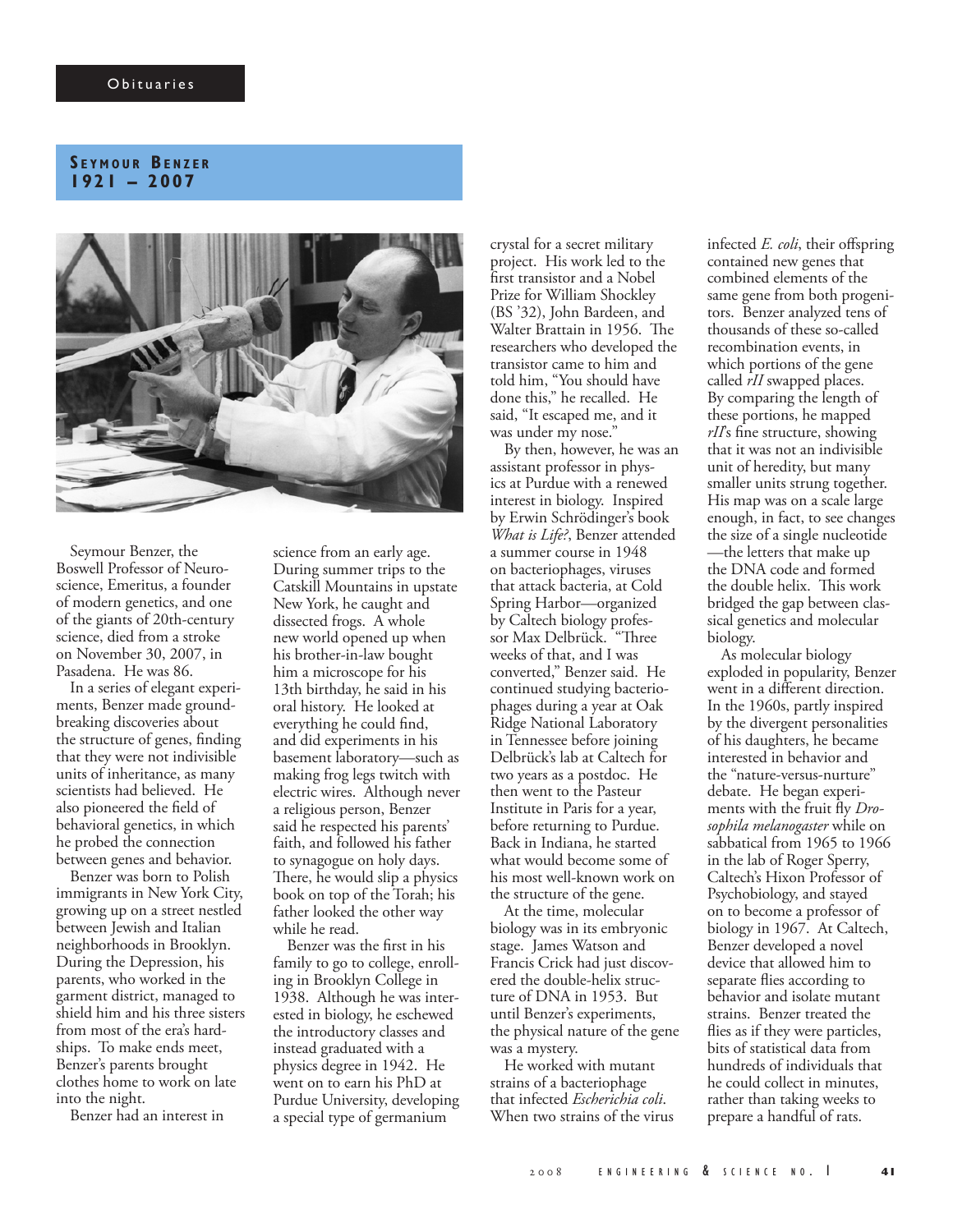Obituaries

## Seymour Benzer
## 1921 – 2007

Seymour Benzer, the Boswell Professor of Neuroscience, Emeritus, a founder of modern genetics, and one of the giants of 20th-century science, died from a stroke on November 30, 2007, in Pasadena. He was 86.

In a series of elegant experiments, Benzer made groundbreaking discoveries about the structure of genes, finding that they were not indivisible units of inheritance, as many scientists had believed. He also pioneered the field of behavioral genetics, in which he probed the connection between genes and behavior.

Benzer was born to Polish immigrants in New York City, growing up on a street nestled between Jewish and Italian neighborhoods in Brooklyn. During the Depression, his parents, who worked in the garment district, managed to shield him and his three sisters from most of the era's hardships. To make ends meet, Benzer's parents brought clothes home to work on late into the night.

Benzer had an interest in science from an early age. During summer trips to the Catskill Mountains in upstate New York, he caught and dissected frogs. A whole new world opened up when his brother-in-law bought him a microscope for his 13th birthday, he said in his oral history. He looked at everything he could find, and did experiments in his basement laboratory—such as making frog legs twitch with electric wires. Although never a religious person, Benzer said he respected his parents' faith, and followed his father to synagogue on holy days. There, he would slip a physics book on top of the Torah; his father looked the other way while he read.

Benzer was the first in his family to go to college, enrolling in Brooklyn College in 1938. Although he was interested in biology, he eschewed the introductory classes and instead graduated with a physics degree in 1942. He went on to earn his PhD at Purdue University, developing a special type of germanium crystal for a secret military project. His work led to the first transistor and a Nobel Prize for William Shockley (BS '32), John Bardeen, and Walter Brattain in 1956. The researchers who developed the transistor came to him and told him, "You should have done this," he recalled. He said, "It escaped me, and it was under my nose."

By then, however, he was an assistant professor in physics at Purdue with a renewed interest in biology. Inspired by Erwin Schrödinger's book *What is Life?*, Benzer attended a summer course in 1948 on bacteriophages, viruses that attack bacteria, at Cold Spring Harbor—organized by Caltech biology professor Max Delbrück. "Three weeks of that, and I was converted," Benzer said. He continued studying bacteriophages during a year at Oak Ridge National Laboratory in Tennessee before joining Delbrück's lab at Caltech for two years as a postdoc. He then went to the Pasteur Institute in Paris for a year, before returning to Purdue. Back in Indiana, he started what would become some of his most well-known work on the structure of the gene.

At the time, molecular biology was in its embryonic stage. James Watson and Francis Crick had just discovered the double-helix structure of DNA in 1953. But until Benzer's experiments, the physical nature of the gene was a mystery.

He worked with mutant strains of a bacteriophage that infected *Escherichia coli*. When two strains of the virus infected *E. coli*, their offspring contained new genes that combined elements of the same gene from both progenitors. Benzer analyzed tens of thousands of these so-called recombination events, in which portions of the gene called *rII* swapped places. By comparing the length of these portions, he mapped *rII*'s fine structure, showing that it was not an indivisible unit of heredity, but many smaller units strung together. His map was on a scale large enough, in fact, to see changes the size of a single nucleotide—the letters that make up the DNA code and formed the double helix. This work bridged the gap between classical genetics and molecular biology.

As molecular biology exploded in popularity, Benzer went in a different direction. In the 1960s, partly inspired by the divergent personalities of his daughters, he became interested in behavior and the "nature-versus-nurture" debate. He began experiments with the fruit fly *Drosophila melanogaster* while on sabbatical from 1965 to 1966 in the lab of Roger Sperry, Caltech's Hixon Professor of Psychobiology, and stayed on to become a professor of biology in 1967. At Caltech, Benzer developed a novel device that allowed him to separate flies according to behavior and isolate mutant strains. Benzer treated the flies as if they were particles, bits of statistical data from hundreds of individuals that he could collect in minutes, rather than taking weeks to prepare a handful of rats.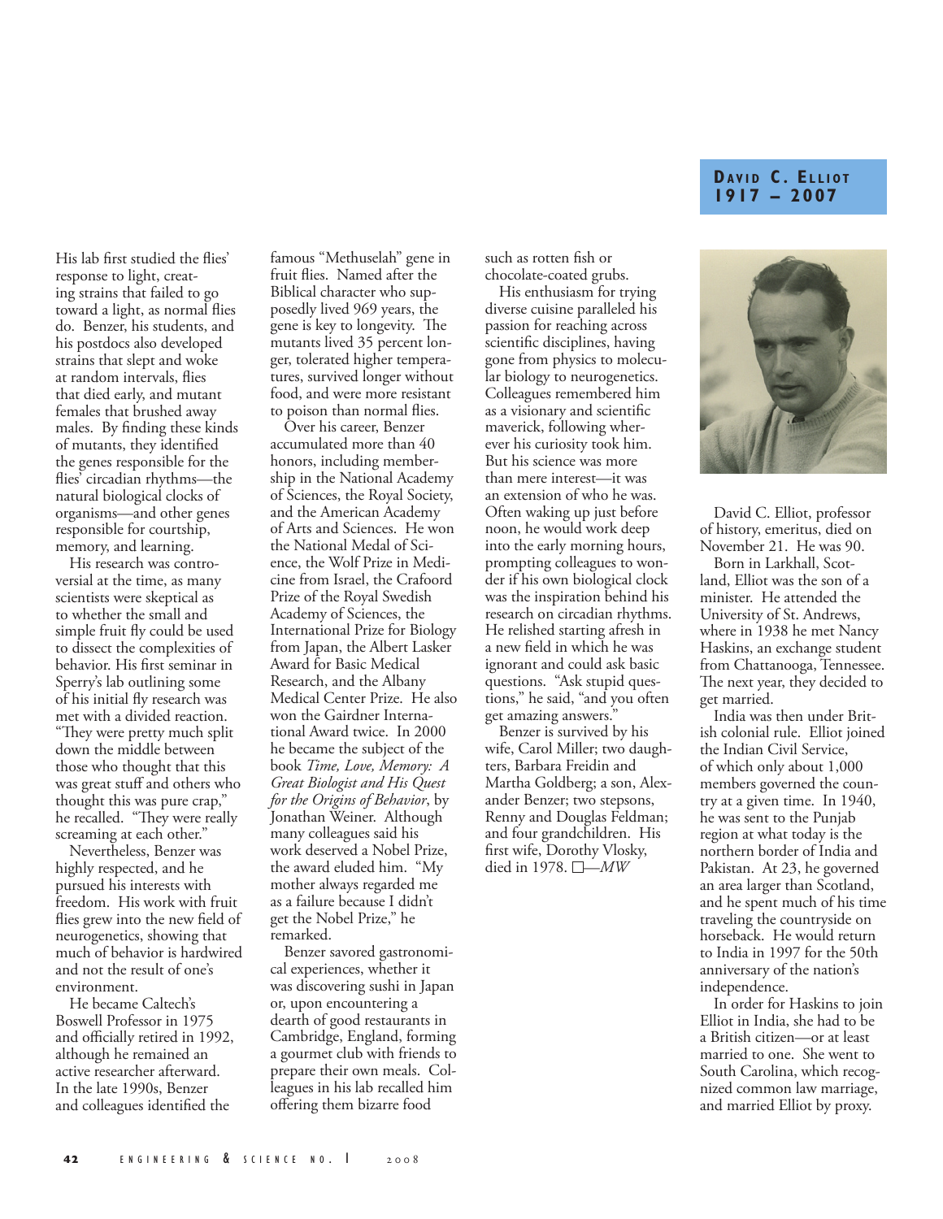His lab first studied the flies' response to light, creating strains that failed to go toward a light, as normal flies do. Benzer, his students, and his postdocs also developed strains that slept and woke at random intervals, flies that died early, and mutant females that brushed away males. By finding these kinds of mutants, they identified the genes responsible for the flies' circadian rhythms—the natural biological clocks of organisms—and other genes responsible for courtship, memory, and learning.

His research was controversial at the time, as many scientists were skeptical as to whether the small and simple fruit fly could be used to dissect the complexities of behavior. His first seminar in Sperry's lab outlining some of his initial fly research was met with a divided reaction. "They were pretty much split down the middle between those who thought that this was great stuff and others who thought this was pure crap," he recalled. "They were really screaming at each other."

Nevertheless, Benzer was highly respected, and he pursued his interests with freedom. His work with fruit flies grew into the new field of neurogenetics, showing that much of behavior is hardwired and not the result of one's environment.

He became Caltech's Boswell Professor in 1975 and officially retired in 1992, although he remained an active researcher afterward. In the late 1990s, Benzer and colleagues identified the famous "Methuselah" gene in fruit flies. Named after the Biblical character who supposedly lived 969 years, the gene is key to longevity. The mutants lived 35 percent longer, tolerated higher temperatures, survived longer without food, and were more resistant to poison than normal flies.

Over his career, Benzer accumulated more than 40 honors, including membership in the National Academy of Sciences, the Royal Society, and the American Academy of Arts and Sciences. He won the National Medal of Science, the Wolf Prize in Medicine from Israel, the Crafoord Prize of the Royal Swedish Academy of Sciences, the International Prize for Biology from Japan, the Albert Lasker Award for Basic Medical Research, and the Albany Medical Center Prize. He also won the Gairdner International Award twice. In 2000 he became the subject of the book *Time, Love, Memory: A Great Biologist and His Quest for the Origins of Behavior*, by Jonathan Weiner. Although many colleagues said his work deserved a Nobel Prize, the award eluded him. "My mother always regarded me as a failure because I didn't get the Nobel Prize," he remarked.

Benzer savored gastronomical experiences, whether it was discovering sushi in Japan or, upon encountering a dearth of good restaurants in Cambridge, England, forming a gourmet club with friends to prepare their own meals. Colleagues in his lab recalled him offering them bizarre food such as rotten fish or chocolate-coated grubs.

His enthusiasm for trying diverse cuisine paralleled his passion for reaching across scientific disciplines, having gone from physics to molecular biology to neurogenetics. Colleagues remembered him as a visionary and scientific maverick, following wherever his curiosity took him. But his science was more than mere interest—it was an extension of who he was. Often waking up just before noon, he would work deep into the early morning hours, prompting colleagues to wonder if his own biological clock was the inspiration behind his research on circadian rhythms. He relished starting afresh in a new field in which he was ignorant and could ask basic questions. "Ask stupid questions," he said, "and you often get amazing answers."

Benzer is survived by his wife, Carol Miller; two daughters, Barbara Freidin and Martha Goldberg; a son, Alexander Benzer; two stepsons, Renny and Douglas Feldman; and four grandchildren. His first wife, Dorothy Vlosky, died in 1978. □—*MW*

## David C. Elliot
## 1917 – 2007

David C. Elliot, professor of history, emeritus, died on November 21. He was 90.

Born in Larkhall, Scotland, Elliot was the son of a minister. He attended the University of St. Andrews, where in 1938 he met Nancy Haskins, an exchange student from Chattanooga, Tennessee. The next year, they decided to get married.

India was then under British colonial rule. Elliot joined the Indian Civil Service, of which only about 1,000 members governed the country at a given time. In 1940, he was sent to the Punjab region at what today is the northern border of India and Pakistan. At 23, he governed an area larger than Scotland, and he spent much of his time traveling the countryside on horseback. He would return to India in 1997 for the 50th anniversary of the nation's independence.

In order for Haskins to join Elliot in India, she had to be a British citizen—or at least married to one. She went to South Carolina, which recognized common law marriage, and married Elliot by proxy.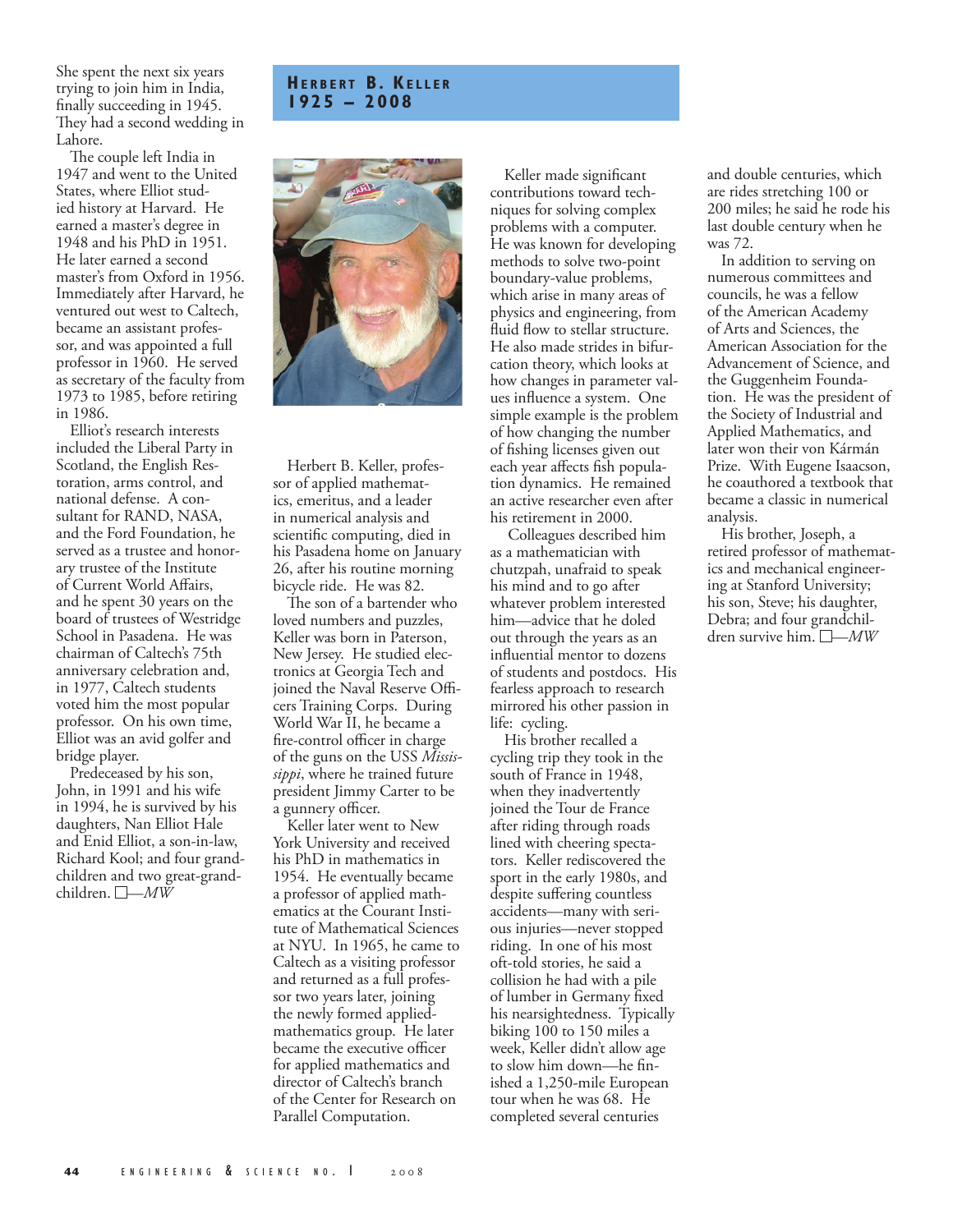She spent the next six years trying to join him in India, finally succeeding in 1945. They had a second wedding in Lahore.

The couple left India in 1947 and went to the United States, where Elliot studied history at Harvard. He earned a master's degree in 1948 and his PhD in 1951. He later earned a second master's from Oxford in 1956. Immediately after Harvard, he ventured out west to Caltech, became an assistant professor, and was appointed a full professor in 1960. He served as secretary of the faculty from 1973 to 1985, before retiring in 1986.

Elliot's research interests included the Liberal Party in Scotland, the English Restoration, arms control, and national defense. A consultant for RAND, NASA, and the Ford Foundation, he served as a trustee and honorary trustee of the Institute of Current World Affairs, and he spent 30 years on the board of trustees of Westridge School in Pasadena. He was chairman of Caltech's 75th anniversary celebration and, in 1977, Caltech students voted him the most popular professor. On his own time, Elliot was an avid golfer and bridge player.

Predeceased by his son, John, in 1991 and his wife in 1994, he is survived by his daughters, Nan Elliot Hale and Enid Elliot, a son-in-law, Richard Kool; and four grandchildren and two great-grandchildren. ☐—*MW*

## Herbert B. Keller 1925 – 2008

Herbert B. Keller, professor of applied mathematics, emeritus, and a leader in numerical analysis and scientific computing, died in his Pasadena home on January 26, after his routine morning bicycle ride. He was 82.

The son of a bartender who loved numbers and puzzles, Keller was born in Paterson, New Jersey. He studied electronics at Georgia Tech and joined the Naval Reserve Officers Training Corps. During World War II, he became a fire-control officer in charge of the guns on the USS *Mississippi*, where he trained future president Jimmy Carter to be a gunnery officer.

Keller later went to New York University and received his PhD in mathematics in 1954. He eventually became a professor of applied mathematics at the Courant Institute of Mathematical Sciences at NYU. In 1965, he came to Caltech as a visiting professor and returned as a full professor two years later, joining the newly formed applied-mathematics group. He later became the executive officer for applied mathematics and director of Caltech's branch of the Center for Research on Parallel Computation.

Keller made significant contributions toward techniques for solving complex problems with a computer. He was known for developing methods to solve two-point boundary-value problems, which arise in many areas of physics and engineering, from fluid flow to stellar structure. He also made strides in bifurcation theory, which looks at how changes in parameter values influence a system. One simple example is the problem of how changing the number of fishing licenses given out each year affects fish population dynamics. He remained an active researcher even after his retirement in 2000.

Colleagues described him as a mathematician with chutzpah, unafraid to speak his mind and to go after whatever problem interested him—advice that he doled out through the years as an influential mentor to dozens of students and postdocs. His fearless approach to research mirrored his other passion in life: cycling.

His brother recalled a cycling trip they took in the south of France in 1948, when they inadvertently joined the Tour de France after riding through roads lined with cheering spectators. Keller rediscovered the sport in the early 1980s, and despite suffering countless accidents—many with serious injuries—never stopped riding. In one of his most oft-told stories, he said a collision he had with a pile of lumber in Germany fixed his nearsightedness. Typically biking 100 to 150 miles a week, Keller didn't allow age to slow him down—he finished a 1,250-mile European tour when he was 68. He completed several centuries and double centuries, which are rides stretching 100 or 200 miles; he said he rode his last double century when he was 72.

In addition to serving on numerous committees and councils, he was a fellow of the American Academy of Arts and Sciences, the American Association for the Advancement of Science, and the Guggenheim Foundation. He was the president of the Society of Industrial and Applied Mathematics, and later won their von Kármán Prize. With Eugene Isaacson, he coauthored a textbook that became a classic in numerical analysis.

His brother, Joseph, a retired professor of mathematics and mechanical engineering at Stanford University; his son, Steve; his daughter, Debra; and four grandchildren survive him. ☐—*MW*